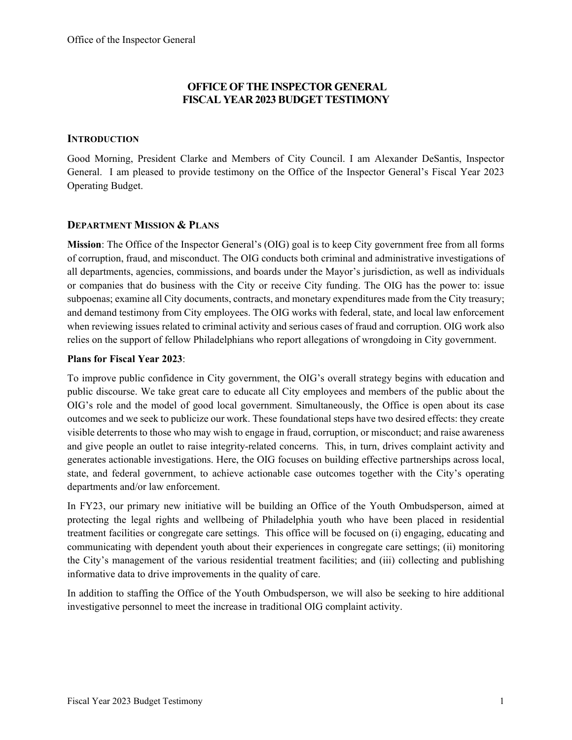# OFFICE OF THE INSPECTOR GENERAL
# FISCAL YEAR 2023 BUDGET TESTIMONY

## INTRODUCTION

Good Morning, President Clarke and Members of City Council. I am Alexander DeSantis, Inspector General. I am pleased to provide testimony on the Office of the Inspector General's Fiscal Year 2023 Operating Budget.

## DEPARTMENT MISSION & PLANS

**Mission**: The Office of the Inspector General's (OIG) goal is to keep City government free from all forms of corruption, fraud, and misconduct. The OIG conducts both criminal and administrative investigations of all departments, agencies, commissions, and boards under the Mayor's jurisdiction, as well as individuals or companies that do business with the City or receive City funding. The OIG has the power to: issue subpoenas; examine all City documents, contracts, and monetary expenditures made from the City treasury; and demand testimony from City employees. The OIG works with federal, state, and local law enforcement when reviewing issues related to criminal activity and serious cases of fraud and corruption. OIG work also relies on the support of fellow Philadelphians who report allegations of wrongdoing in City government.

**Plans for Fiscal Year 2023**:

To improve public confidence in City government, the OIG's overall strategy begins with education and public discourse. We take great care to educate all City employees and members of the public about the OIG's role and the model of good local government. Simultaneously, the Office is open about its case outcomes and we seek to publicize our work. These foundational steps have two desired effects: they create visible deterrents to those who may wish to engage in fraud, corruption, or misconduct; and raise awareness and give people an outlet to raise integrity-related concerns. This, in turn, drives complaint activity and generates actionable investigations. Here, the OIG focuses on building effective partnerships across local, state, and federal government, to achieve actionable case outcomes together with the City's operating departments and/or law enforcement.

In FY23, our primary new initiative will be building an Office of the Youth Ombudsperson, aimed at protecting the legal rights and wellbeing of Philadelphia youth who have been placed in residential treatment facilities or congregate care settings. This office will be focused on (i) engaging, educating and communicating with dependent youth about their experiences in congregate care settings; (ii) monitoring the City's management of the various residential treatment facilities; and (iii) collecting and publishing informative data to drive improvements in the quality of care.

In addition to staffing the Office of the Youth Ombudsperson, we will also be seeking to hire additional investigative personnel to meet the increase in traditional OIG complaint activity.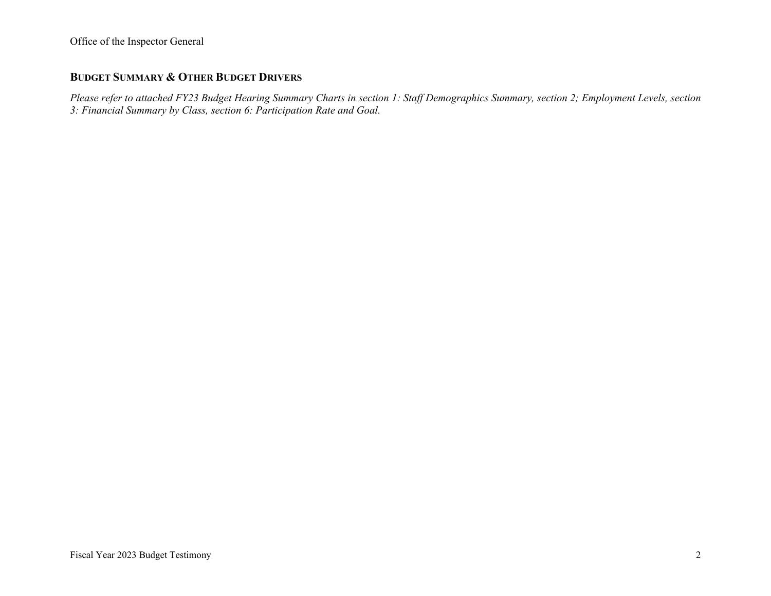## BUDGET SUMMARY & OTHER BUDGET DRIVERS

*Please refer to attached FY23 Budget Hearing Summary Charts in section 1: Staff Demographics Summary, section 2; Employment Levels, section 3: Financial Summary by Class, section 6: Participation Rate and Goal.*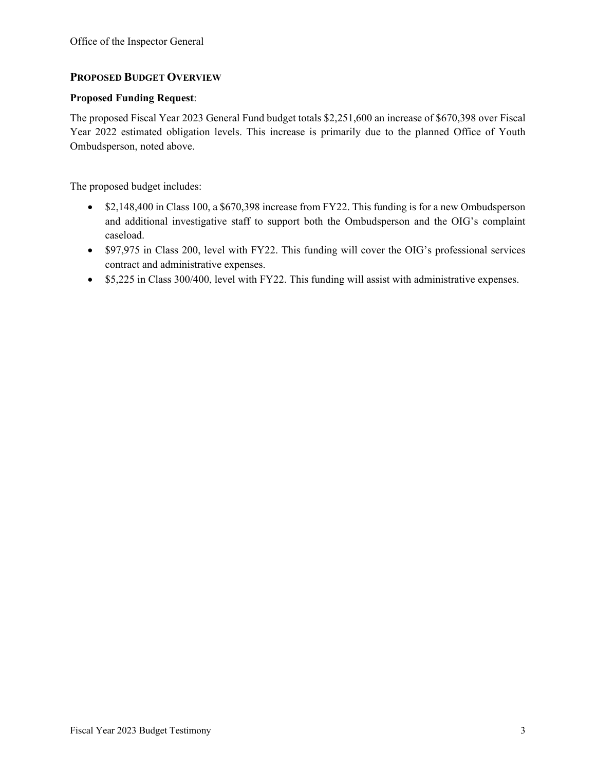## PROPOSED BUDGET OVERVIEW

**Proposed Funding Request**:

The proposed Fiscal Year 2023 General Fund budget totals $2,251,600 an increase of $670,398 over Fiscal Year 2022 estimated obligation levels. This increase is primarily due to the planned Office of Youth Ombudsperson, noted above.

The proposed budget includes:

- $2,148,400 in Class 100, a $670,398 increase from FY22. This funding is for a new Ombudsperson and additional investigative staff to support both the Ombudsperson and the OIG's complaint caseload.
- $97,975 in Class 200, level with FY22. This funding will cover the OIG's professional services contract and administrative expenses.
- $5,225 in Class 300/400, level with FY22. This funding will assist with administrative expenses.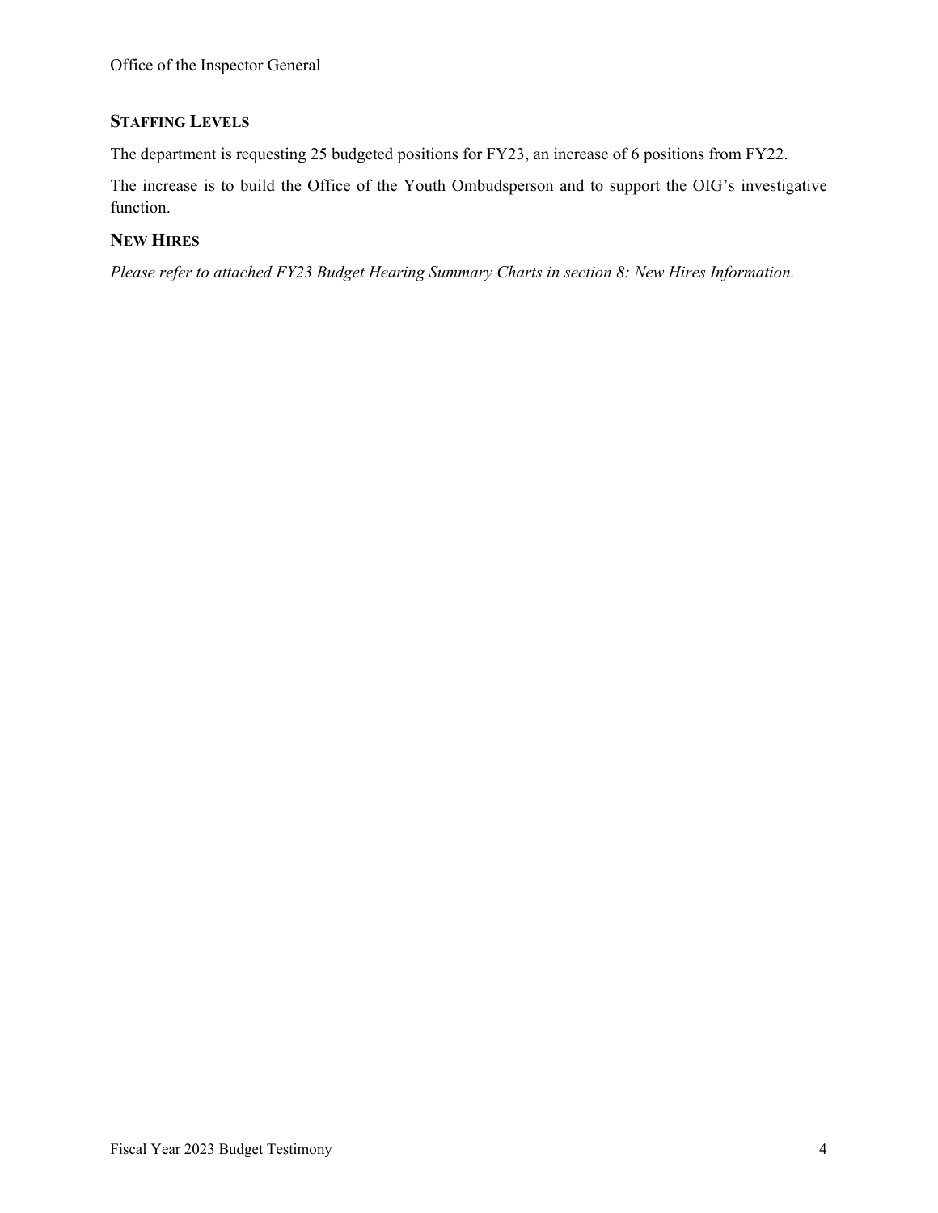## Staffing Levels

The department is requesting 25 budgeted positions for FY23, an increase of 6 positions from FY22.

The increase is to build the Office of the Youth Ombudsperson and to support the OIG's investigative function.

## New Hires

*Please refer to attached FY23 Budget Hearing Summary Charts in section 8: New Hires Information.*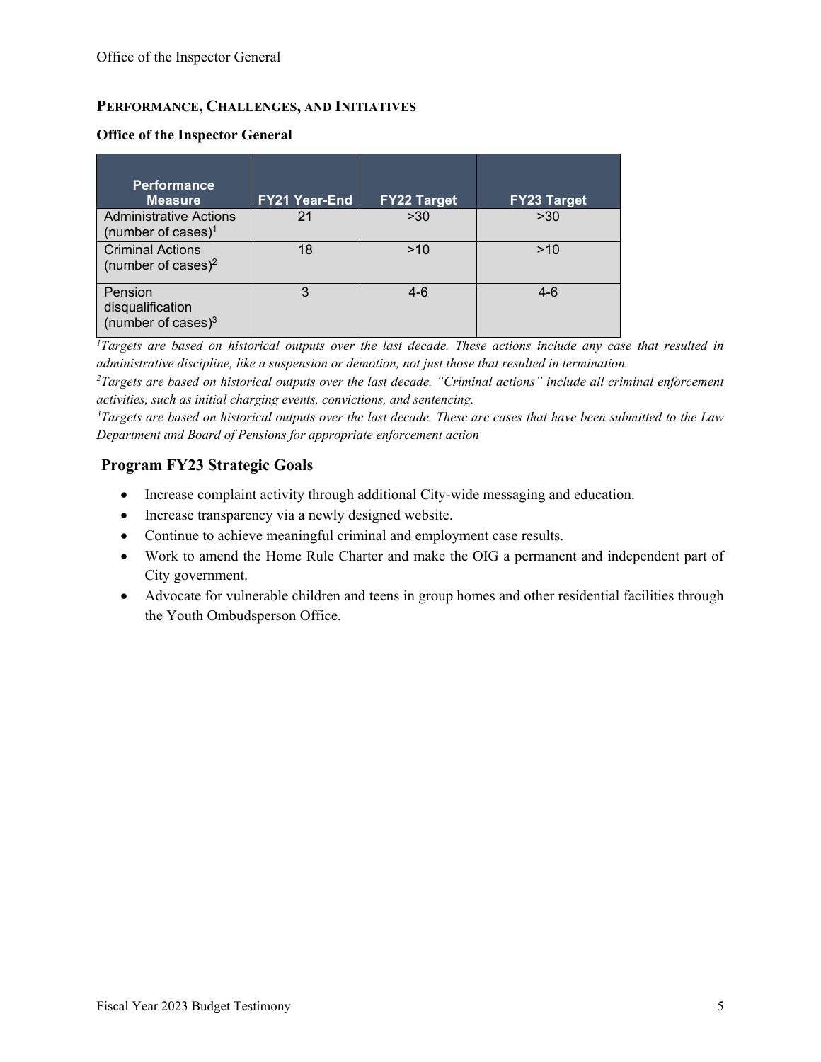## Performance, Challenges, and Initiatives

### Office of the Inspector General

| Performance Measure | FY21 Year-End | FY22 Target | FY23 Target |
|---|---|---|---|
| Administrative Actions (number of cases)[1] | 21 | >30 | >30 |
| Criminal Actions (number of cases)[2] | 18 | >10 | >10 |
| Pension disqualification (number of cases)[3] | 3 | 4-6 | 4-6 |

*[1]Targets are based on historical outputs over the last decade. These actions include any case that resulted in administrative discipline, like a suspension or demotion, not just those that resulted in termination.*

*[2]Targets are based on historical outputs over the last decade. "Criminal actions" include all criminal enforcement activities, such as initial charging events, convictions, and sentencing.*

*[3]Targets are based on historical outputs over the last decade. These are cases that have been submitted to the Law Department and Board of Pensions for appropriate enforcement action*

### Program FY23 Strategic Goals

- Increase complaint activity through additional City-wide messaging and education.
- Increase transparency via a newly designed website.
- Continue to achieve meaningful criminal and employment case results.
- Work to amend the Home Rule Charter and make the OIG a permanent and independent part of City government.
- Advocate for vulnerable children and teens in group homes and other residential facilities through the Youth Ombudsperson Office.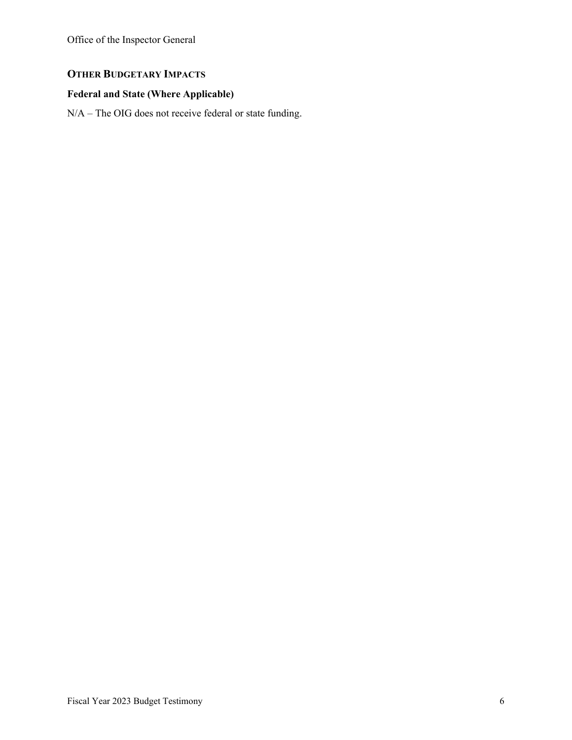## OTHER BUDGETARY IMPACTS

### Federal and State (Where Applicable)

N/A – The OIG does not receive federal or state funding.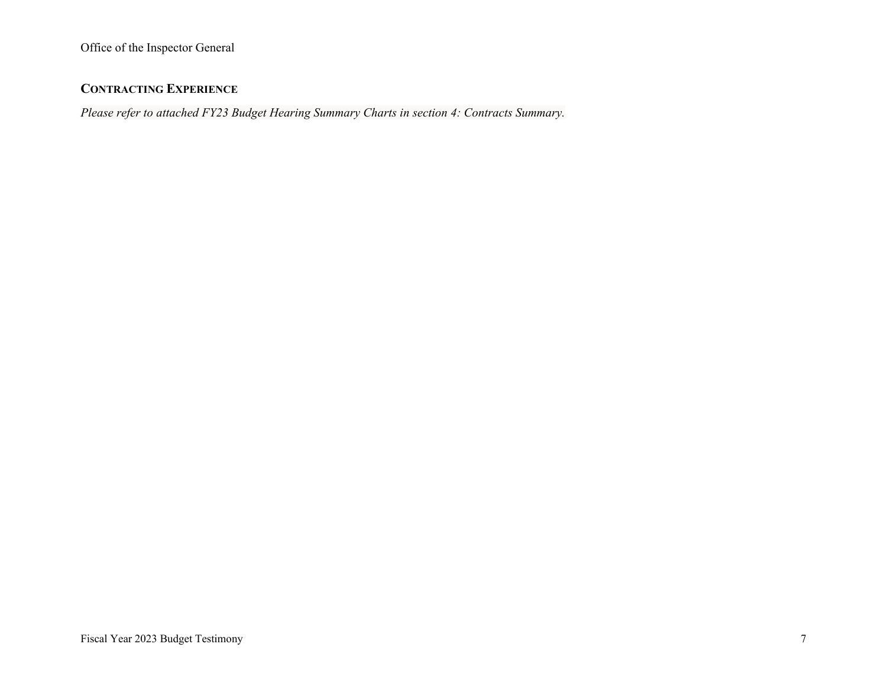## Contracting Experience

*Please refer to attached FY23 Budget Hearing Summary Charts in section 4: Contracts Summary.*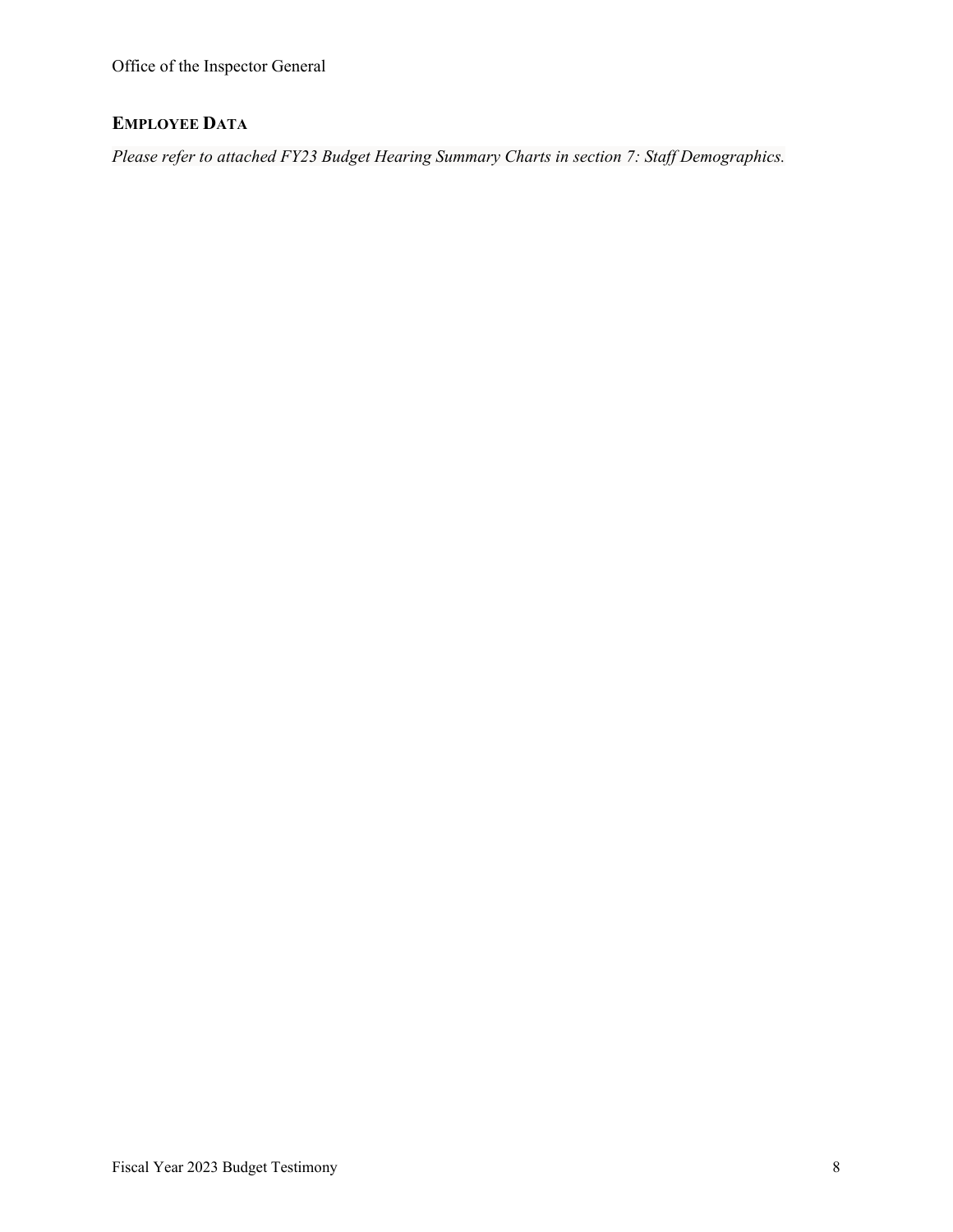## Employee Data

*Please refer to attached FY23 Budget Hearing Summary Charts in section 7: Staff Demographics.*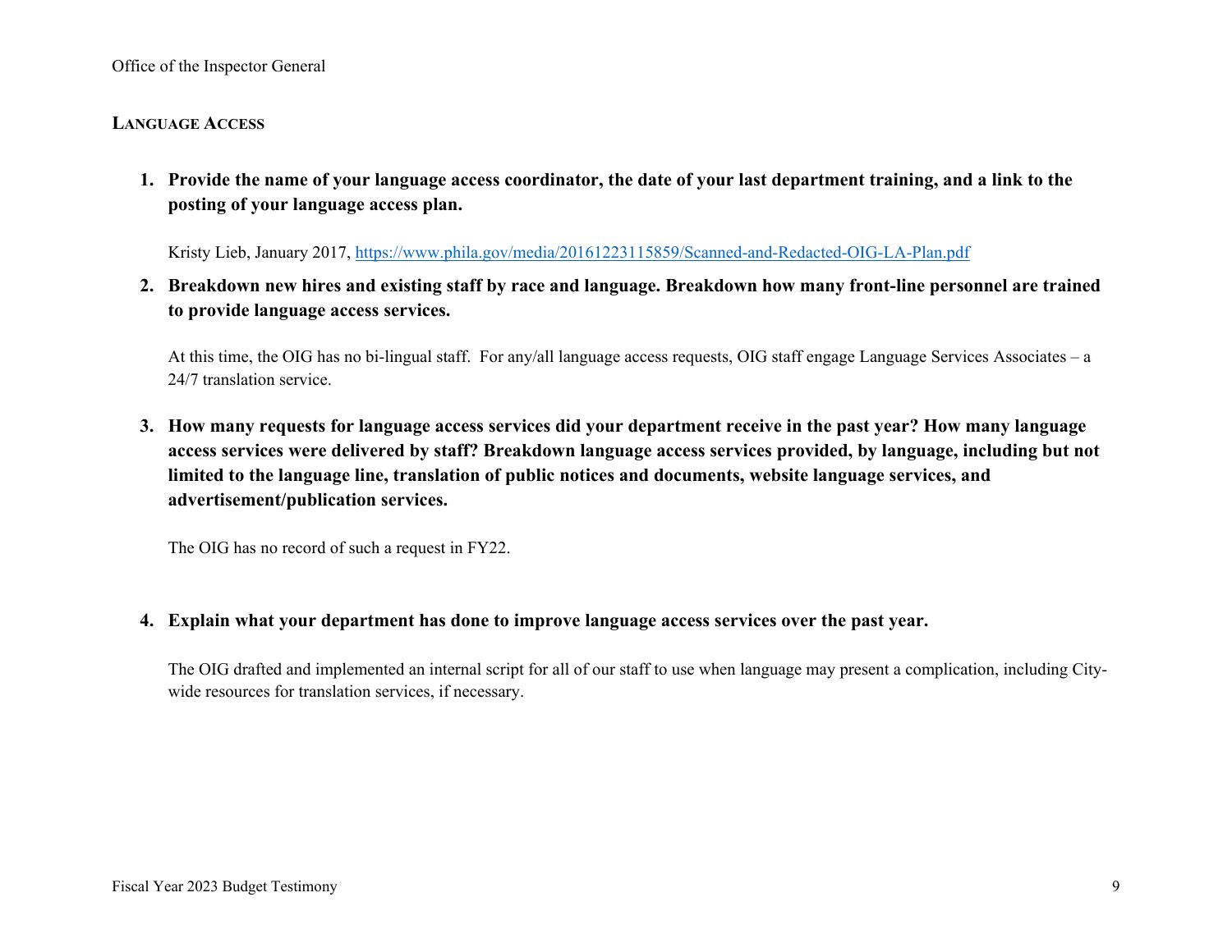## LANGUAGE ACCESS

1. **Provide the name of your language access coordinator, the date of your last department training, and a link to the posting of your language access plan.**

   Kristy Lieb, January 2017, https://www.phila.gov/media/20161223115859/Scanned-and-Redacted-OIG-LA-Plan.pdf

2. **Breakdown new hires and existing staff by race and language. Breakdown how many front-line personnel are trained to provide language access services.**

   At this time, the OIG has no bi-lingual staff. For any/all language access requests, OIG staff engage Language Services Associates – a 24/7 translation service.

3. **How many requests for language access services did your department receive in the past year? How many language access services were delivered by staff? Breakdown language access services provided, by language, including but not limited to the language line, translation of public notices and documents, website language services, and advertisement/publication services.**

   The OIG has no record of such a request in FY22.

4. **Explain what your department has done to improve language access services over the past year.**

   The OIG drafted and implemented an internal script for all of our staff to use when language may present a complication, including City-wide resources for translation services, if necessary.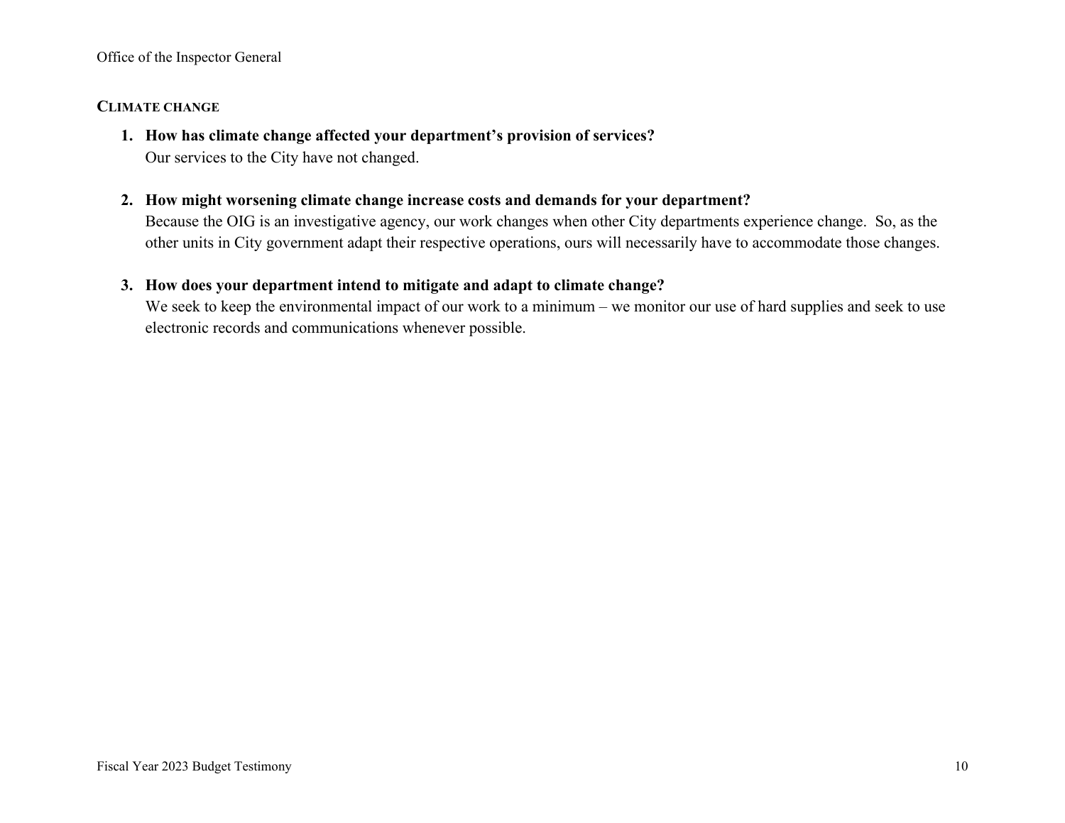## CLIMATE CHANGE

1. **How has climate change affected your department's provision of services?**
   Our services to the City have not changed.

2. **How might worsening climate change increase costs and demands for your department?**
   Because the OIG is an investigative agency, our work changes when other City departments experience change. So, as the other units in City government adapt their respective operations, ours will necessarily have to accommodate those changes.

3. **How does your department intend to mitigate and adapt to climate change?**
   We seek to keep the environmental impact of our work to a minimum – we monitor our use of hard supplies and seek to use electronic records and communications whenever possible.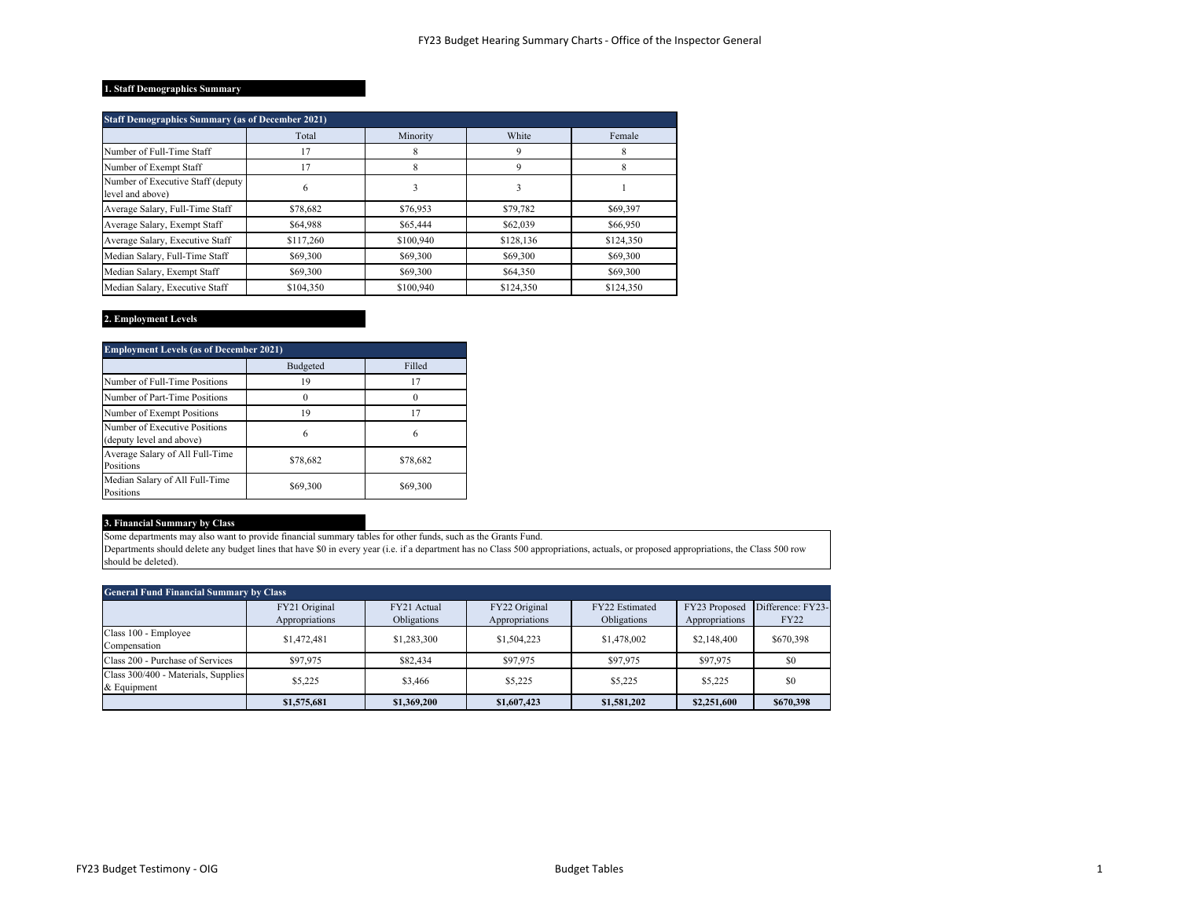# FY23 Budget Hearing Summary Charts - Office of the Inspector General

## 1. Staff Demographics Summary

| Staff Demographics Summary (as of December 2021) | | | | |
|---|---|---|---|---|
| | Total | Minority | White | Female |
| Number of Full-Time Staff | 17 | 8 | 9 | 8 |
| Number of Exempt Staff | 17 | 8 | 9 | 8 |
| Number of Executive Staff (deputy level and above) | 6 | 3 | 3 | 1 |
| Average Salary, Full-Time Staff | $78,682 | $76,953 | $79,782 | $69,397 |
| Average Salary, Exempt Staff | $64,988 | $65,444 | $62,039 | $66,950 |
| Average Salary, Executive Staff | $117,260 | $100,940 | $128,136 | $124,350 |
| Median Salary, Full-Time Staff | $69,300 | $69,300 | $69,300 | $69,300 |
| Median Salary, Exempt Staff | $69,300 | $69,300 | $64,350 | $69,300 |
| Median Salary, Executive Staff | $104,350 | $100,940 | $124,350 | $124,350 |

## 2. Employment Levels

| Employment Levels (as of December 2021) | | |
|---|---|---|
| | Budgeted | Filled |
| Number of Full-Time Positions | 19 | 17 |
| Number of Part-Time Positions | 0 | 0 |
| Number of Exempt Positions | 19 | 17 |
| Number of Executive Positions (deputy level and above) | 6 | 6 |
| Average Salary of All Full-Time Positions | $78,682 | $78,682 |
| Median Salary of All Full-Time Positions | $69,300 | $69,300 |

## 3. Financial Summary by Class

Some departments may also want to provide financial summary tables for other funds, such as the Grants Fund.
Departments should delete any budget lines that have $0 in every year (i.e. if a department has no Class 500 appropriations, actuals, or proposed appropriations, the Class 500 row should be deleted).

| General Fund Financial Summary by Class | | | | | | |
|---|---|---|---|---|---|---|
| | FY21 Original Appropriations | FY21 Actual Obligations | FY22 Original Appropriations | FY22 Estimated Obligations | FY23 Proposed Appropriations | Difference: FY23-FY22 |
| Class 100 - Employee Compensation | $1,472,481 | $1,283,300 | $1,504,223 | $1,478,002 | $2,148,400 | $670,398 |
| Class 200 - Purchase of Services | $97,975 | $82,434 | $97,975 | $97,975 | $97,975 | $0 |
| Class 300/400 - Materials, Supplies & Equipment | $5,225 | $3,466 | $5,225 | $5,225 | $5,225 | $0 |
| | **$1,575,681** | **$1,369,200** | **$1,607,423** | **$1,581,202** | **$2,251,600** | **$670,398** |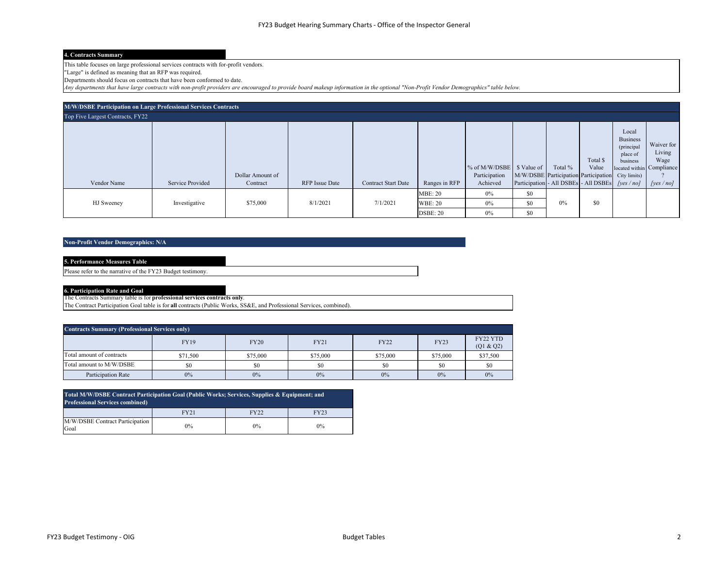## 4. Contracts Summary

This table focuses on large professional services contracts with for-profit vendors.
"Large" is defined as meaning that an RFP was required.
Departments should focus on contracts that have been conformed to date.
*Any departments that have large contracts with non-profit providers are encouraged to provide board makeup information in the optional "Non-Profit Vendor Demographics" table below.*

**M/W/DSBE Participation on Large Professional Services Contracts**

Top Five Largest Contracts, FY22

| Vendor Name | Service Provided | Dollar Amount of Contract | RFP Issue Date | Contract Start Date | Ranges in RFP | % of M/W/DSBE Participation Achieved | $ Value of M/W/DSBE Participation | Total % Participation - All DSBEs | Total $ Value Participation - All DSBEs | Local Business (principal place of business located within City limits) *[yes / no]* | Waiver for Living Wage Compliance? *[yes / no]* |
|---|---|---|---|---|---|---|---|---|---|---|---|
| HJ Sweeney | Investigative | $75,000 | 8/1/2021 | 7/1/2021 | MBE: 20 | 0% | $0 | 0% | $0 | | |
| | | | | | WBE: 20 | 0% | $0 | | | | |
| | | | | | DSBE: 20 | 0% | $0 | | | | |

**Non-Profit Vendor Demographics: N/A**

## 5. Performance Measures Table

Please refer to the narrative of the FY23 Budget testimony.

## 6. Participation Rate and Goal

The Contracts Summary table is for **professional services contracts only**.
The Contract Participation Goal table is for **all** contracts (Public Works, SS&E, and Professional Services, combined).

**Contracts Summary (Professional Services only)**

| | FY19 | FY20 | FY21 | FY22 | FY23 | FY22 YTD (Q1 & Q2) |
|---|---|---|---|---|---|---|
| Total amount of contracts | $71,500 | $75,000 | $75,000 | $75,000 | $75,000 | $37,500 |
| Total amount to M/W/DSBE | $0 | $0 | $0 | $0 | $0 | $0 |
| Participation Rate | 0% | 0% | 0% | 0% | 0% | 0% |

**Total M/W/DSBE Contract Participation Goal (Public Works; Services, Supplies & Equipment; and Professional Services combined)**

| | FY21 | FY22 | FY23 |
|---|---|---|---|
| M/W/DSBE Contract Participation Goal | 0% | 0% | 0% |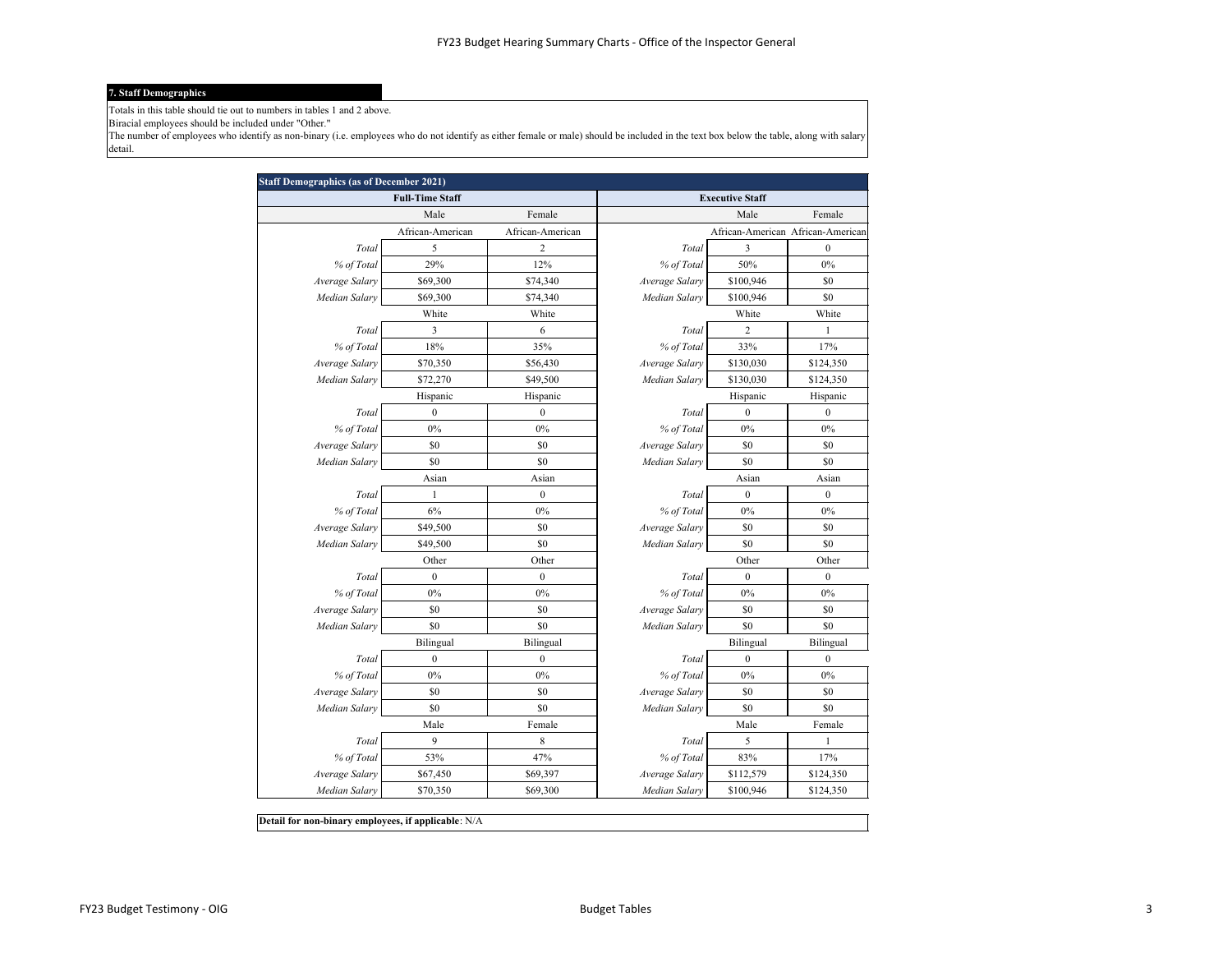### 7. Staff Demographics

Totals in this table should tie out to numbers in tables 1 and 2 above.
Biracial employees should be included under "Other."
The number of employees who identify as non-binary (i.e. employees who do not identify as either female or male) should be included in the text box below the table, along with salary detail.

| Staff Demographics (as of December 2021) | | | | | |
|---|---|---|---|---|---|
| **Full-Time Staff** | | | **Executive Staff** | | |
| | Male | Female | | Male | Female |
| | African-American | African-American | | African-American | African-American |
| *Total* | 5 | 2 | *Total* | 3 | 0 |
| *% of Total* | 29% | 12% | *% of Total* | 50% | 0% |
| *Average Salary* | $69,300 | $74,340 | *Average Salary* | $100,946 | $0 |
| *Median Salary* | $69,300 | $74,340 | *Median Salary* | $100,946 | $0 |
| | White | White | | White | White |
| *Total* | 3 | 6 | *Total* | 2 | 1 |
| *% of Total* | 18% | 35% | *% of Total* | 33% | 17% |
| *Average Salary* | $70,350 | $56,430 | *Average Salary* | $130,030 | $124,350 |
| *Median Salary* | $72,270 | $49,500 | *Median Salary* | $130,030 | $124,350 |
| | Hispanic | Hispanic | | Hispanic | Hispanic |
| *Total* | 0 | 0 | *Total* | 0 | 0 |
| *% of Total* | 0% | 0% | *% of Total* | 0% | 0% |
| *Average Salary* | $0 | $0 | *Average Salary* | $0 | $0 |
| *Median Salary* | $0 | $0 | *Median Salary* | $0 | $0 |
| | Asian | Asian | | Asian | Asian |
| *Total* | 1 | 0 | *Total* | 0 | 0 |
| *% of Total* | 6% | 0% | *% of Total* | 0% | 0% |
| *Average Salary* | $49,500 | $0 | *Average Salary* | $0 | $0 |
| *Median Salary* | $49,500 | $0 | *Median Salary* | $0 | $0 |
| | Other | Other | | Other | Other |
| *Total* | 0 | 0 | *Total* | 0 | 0 |
| *% of Total* | 0% | 0% | *% of Total* | 0% | 0% |
| *Average Salary* | $0 | $0 | *Average Salary* | $0 | $0 |
| *Median Salary* | $0 | $0 | *Median Salary* | $0 | $0 |
| | Bilingual | Bilingual | | Bilingual | Bilingual |
| *Total* | 0 | 0 | *Total* | 0 | 0 |
| *% of Total* | 0% | 0% | *% of Total* | 0% | 0% |
| *Average Salary* | $0 | $0 | *Average Salary* | $0 | $0 |
| *Median Salary* | $0 | $0 | *Median Salary* | $0 | $0 |
| | Male | Female | | Male | Female |
| *Total* | 9 | 8 | *Total* | 5 | 1 |
| *% of Total* | 53% | 47% | *% of Total* | 83% | 17% |
| *Average Salary* | $67,450 | $69,397 | *Average Salary* | $112,579 | $124,350 |
| *Median Salary* | $70,350 | $69,300 | *Median Salary* | $100,946 | $124,350 |

**Detail for non-binary employees, if applicable**: N/A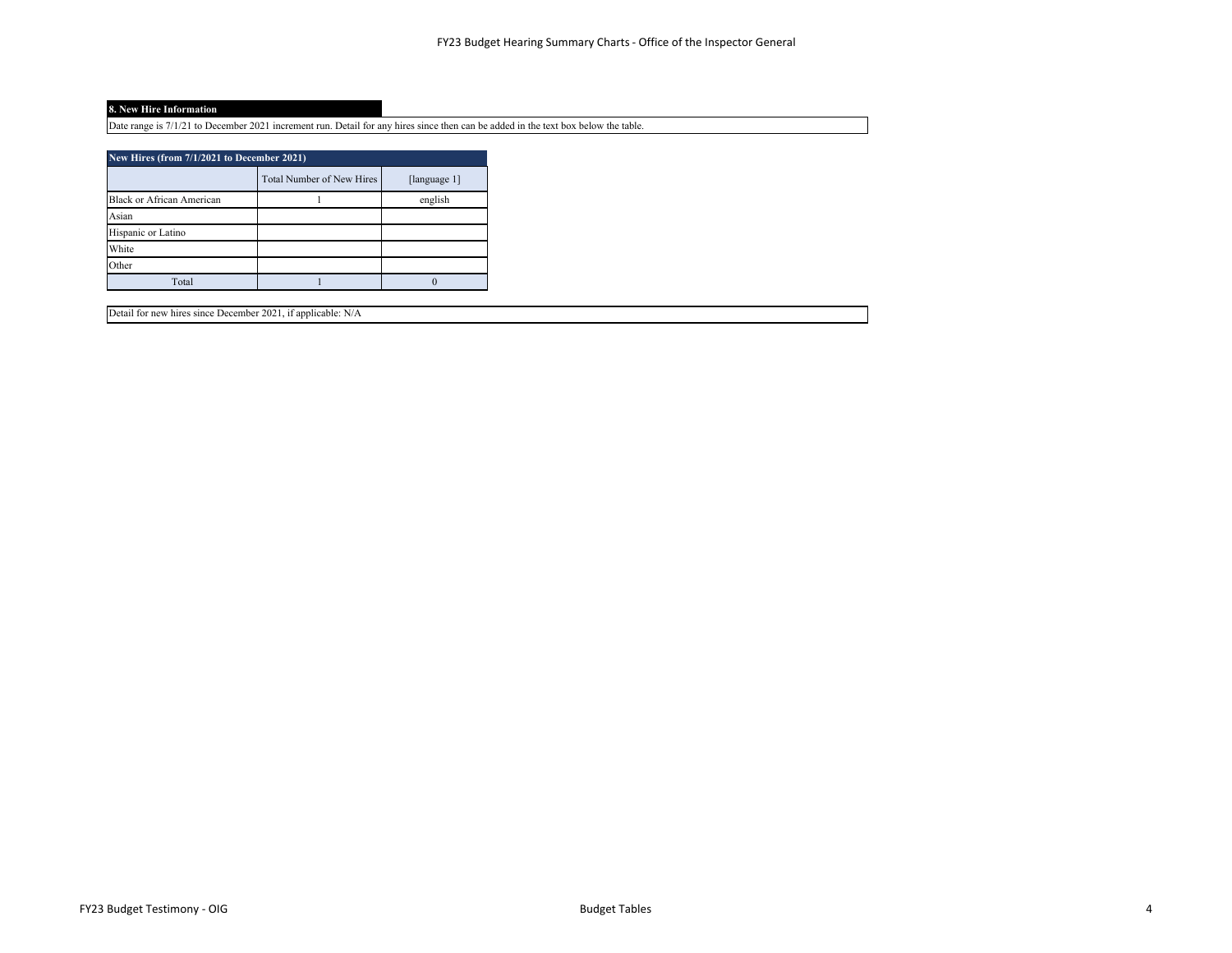### 8. New Hire Information

Date range is 7/1/21 to December 2021 increment run. Detail for any hires since then can be added in the text box below the table.

**New Hires (from 7/1/2021 to December 2021)**

| | Total Number of New Hires | [language 1] |
|---|---|---|
| Black or African American | 1 | english |
| Asian | | |
| Hispanic or Latino | | |
| White | | |
| Other | | |
| Total | 1 | 0 |

Detail for new hires since December 2021, if applicable: N/A